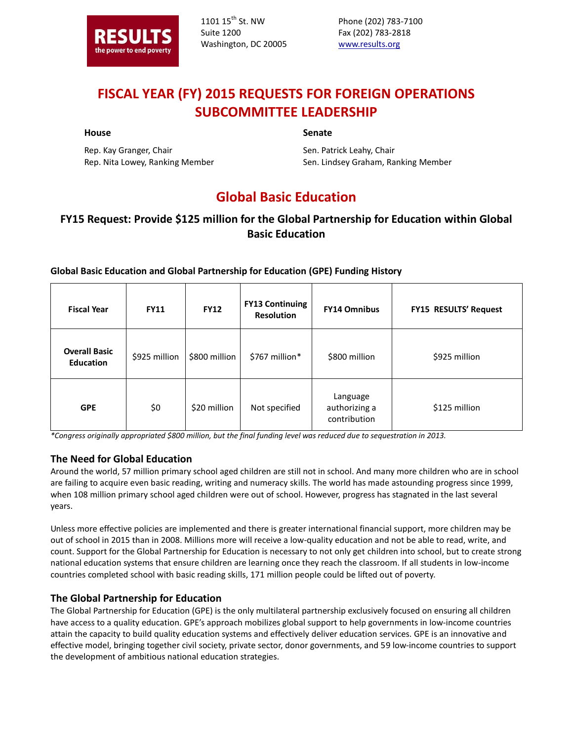RESULTS
the power to end poverty

1101 15th St. NW
Suite 1200
Washington, DC 20005

Phone (202) 783-7100
Fax (202) 783-2818
www.results.org

# FISCAL YEAR (FY) 2015 REQUESTS FOR FOREIGN OPERATIONS SUBCOMMITTEE LEADERSHIP

**House**

Rep. Kay Granger, Chair
Rep. Nita Lowey, Ranking Member

**Senate**

Sen. Patrick Leahy, Chair
Sen. Lindsey Graham, Ranking Member

# Global Basic Education

## FY15 Request: Provide $125 million for the Global Partnership for Education within Global Basic Education

**Global Basic Education and Global Partnership for Education (GPE) Funding History**

| Fiscal Year | FY11 | FY12 | FY13 Continuing Resolution | FY14 Omnibus | FY15 RESULTS' Request |
|---|---|---|---|---|---|
| **Overall Basic Education** | $925 million | $800 million | $767 million* | $800 million | $925 million |
| **GPE** | $0 | $20 million | Not specified | Language authorizing a contribution | $125 million |

*Congress originally appropriated $800 million, but the final funding level was reduced due to sequestration in 2013.*

### The Need for Global Education

Around the world, 57 million primary school aged children are still not in school. And many more children who are in school are failing to acquire even basic reading, writing and numeracy skills. The world has made astounding progress since 1999, when 108 million primary school aged children were out of school. However, progress has stagnated in the last several years.

Unless more effective policies are implemented and there is greater international financial support, more children may be out of school in 2015 than in 2008. Millions more will receive a low-quality education and not be able to read, write, and count. Support for the Global Partnership for Education is necessary to not only get children into school, but to create strong national education systems that ensure children are learning once they reach the classroom. If all students in low-income countries completed school with basic reading skills, 171 million people could be lifted out of poverty.

### The Global Partnership for Education

The Global Partnership for Education (GPE) is the only multilateral partnership exclusively focused on ensuring all children have access to a quality education. GPE's approach mobilizes global support to help governments in low-income countries attain the capacity to build quality education systems and effectively deliver education services. GPE is an innovative and effective model, bringing together civil society, private sector, donor governments, and 59 low-income countries to support the development of ambitious national education strategies.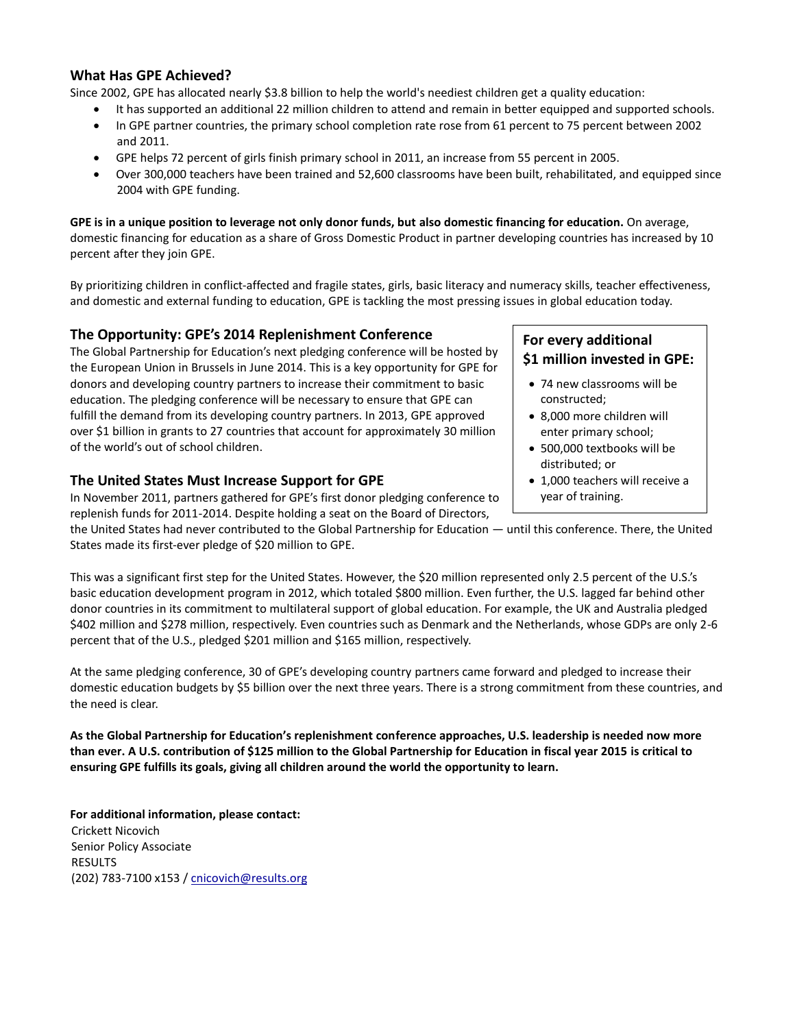## What Has GPE Achieved?

Since 2002, GPE has allocated nearly $3.8 billion to help the world's neediest children get a quality education:

- It has supported an additional 22 million children to attend and remain in better equipped and supported schools.
- In GPE partner countries, the primary school completion rate rose from 61 percent to 75 percent between 2002 and 2011.
- GPE helps 72 percent of girls finish primary school in 2011, an increase from 55 percent in 2005.
- Over 300,000 teachers have been trained and 52,600 classrooms have been built, rehabilitated, and equipped since 2004 with GPE funding.

**GPE is in a unique position to leverage not only donor funds, but also domestic financing for education.** On average, domestic financing for education as a share of Gross Domestic Product in partner developing countries has increased by 10 percent after they join GPE.

By prioritizing children in conflict-affected and fragile states, girls, basic literacy and numeracy skills, teacher effectiveness, and domestic and external funding to education, GPE is tackling the most pressing issues in global education today.

## The Opportunity: GPE's 2014 Replenishment Conference

The Global Partnership for Education's next pledging conference will be hosted by the European Union in Brussels in June 2014. This is a key opportunity for GPE for donors and developing country partners to increase their commitment to basic education. The pledging conference will be necessary to ensure that GPE can fulfill the demand from its developing country partners. In 2013, GPE approved over $1 billion in grants to 27 countries that account for approximately 30 million of the world's out of school children.

### For every additional $1 million invested in GPE:

- 74 new classrooms will be constructed;
- 8,000 more children will enter primary school;
- 500,000 textbooks will be distributed; or
- 1,000 teachers will receive a year of training.

## The United States Must Increase Support for GPE

In November 2011, partners gathered for GPE's first donor pledging conference to replenish funds for 2011-2014. Despite holding a seat on the Board of Directors, the United States had never contributed to the Global Partnership for Education — until this conference. There, the United States made its first-ever pledge of $20 million to GPE.

This was a significant first step for the United States. However, the $20 million represented only 2.5 percent of the U.S.'s basic education development program in 2012, which totaled $800 million. Even further, the U.S. lagged far behind other donor countries in its commitment to multilateral support of global education. For example, the UK and Australia pledged $402 million and $278 million, respectively. Even countries such as Denmark and the Netherlands, whose GDPs are only 2-6 percent that of the U.S., pledged $201 million and $165 million, respectively.

At the same pledging conference, 30 of GPE's developing country partners came forward and pledged to increase their domestic education budgets by $5 billion over the next three years. There is a strong commitment from these countries, and the need is clear.

**As the Global Partnership for Education's replenishment conference approaches, U.S. leadership is needed now more than ever. A U.S. contribution of $125 million to the Global Partnership for Education in fiscal year 2015 is critical to ensuring GPE fulfills its goals, giving all children around the world the opportunity to learn.**

**For additional information, please contact:**
Crickett Nicovich
Senior Policy Associate
RESULTS
(202) 783-7100 x153 / cnicovich@results.org